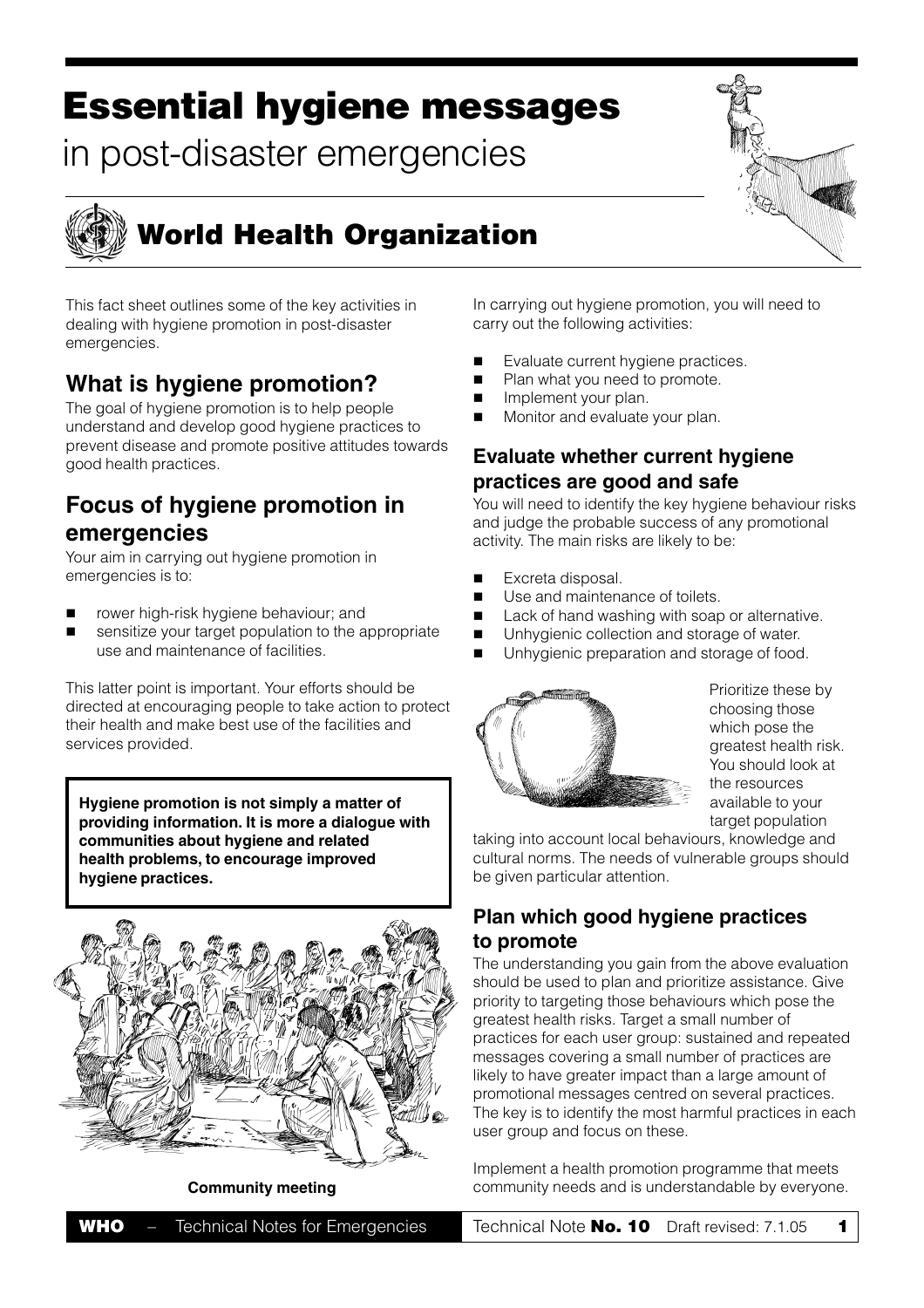# Essential hygiene messages

in post-disaster emergencies

## World Health Organization

This fact sheet outlines some of the key activities in dealing with hygiene promotion in post-disaster emergencies.

## What is hygiene promotion?

The goal of hygiene promotion is to help people understand and develop good hygiene practices to prevent disease and promote positive attitudes towards good health practices.

## Focus of hygiene promotion in emergencies

Your aim in carrying out hygiene promotion in emergencies is to:

- rower high-risk hygiene behaviour; and
- sensitize your target population to the appropriate use and maintenance of facilities.

This latter point is important. Your efforts should be directed at encouraging people to take action to protect their health and make best use of the facilities and services provided.

**Hygiene promotion is not simply a matter of providing information. It is more a dialogue with communities about hygiene and related health problems, to encourage improved hygiene practices.**

**Community meeting**

In carrying out hygiene promotion, you will need to carry out the following activities:

- Evaluate current hygiene practices.
- Plan what you need to promote.
- Implement your plan.
- Monitor and evaluate your plan.

### Evaluate whether current hygiene practices are good and safe

You will need to identify the key hygiene behaviour risks and judge the probable success of any promotional activity. The main risks are likely to be:

- Excreta disposal.
- Use and maintenance of toilets.
- Lack of hand washing with soap or alternative.
- Unhygienic collection and storage of water.
- Unhygienic preparation and storage of food.

Prioritize these by choosing those which pose the greatest health risk. You should look at the resources available to your target population taking into account local behaviours, knowledge and cultural norms. The needs of vulnerable groups should be given particular attention.

### Plan which good hygiene practices to promote

The understanding you gain from the above evaluation should be used to plan and prioritize assistance. Give priority to targeting those behaviours which pose the greatest health risks. Target a small number of practices for each user group: sustained and repeated messages covering a small number of practices are likely to have greater impact than a large amount of promotional messages centred on several practices. The key is to identify the most harmful practices in each user group and focus on these.

Implement a health promotion programme that meets community needs and is understandable by everyone.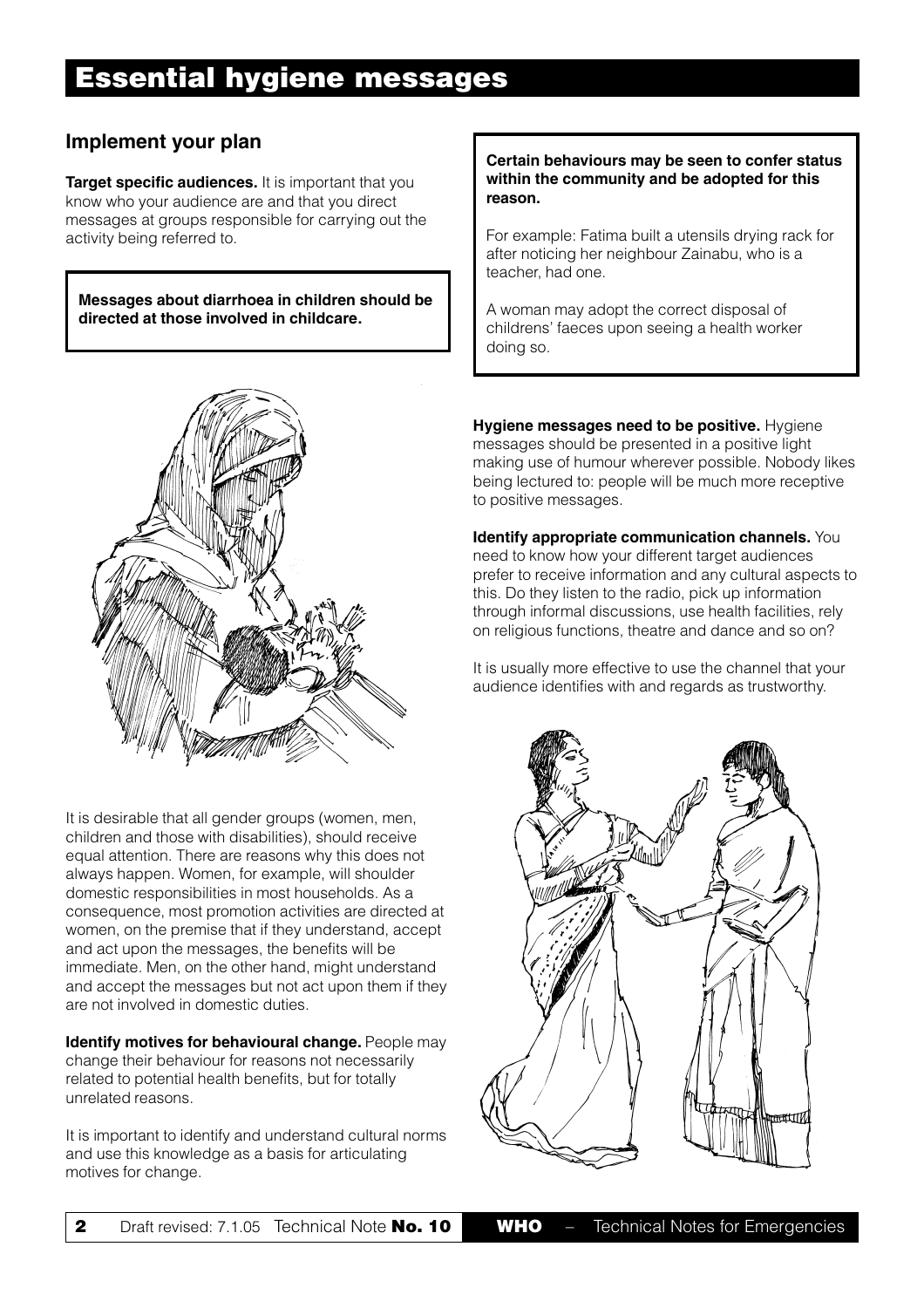# Essential hygiene messages

## Implement your plan

**Target specific audiences.** It is important that you know who your audience are and that you direct messages at groups responsible for carrying out the activity being referred to.

**Messages about diarrhoea in children should be directed at those involved in childcare.**

It is desirable that all gender groups (women, men, children and those with disabilities), should receive equal attention. There are reasons why this does not always happen. Women, for example, will shoulder domestic responsibilities in most households. As a consequence, most promotion activities are directed at women, on the premise that if they understand, accept and act upon the messages, the benefits will be immediate. Men, on the other hand, might understand and accept the messages but not act upon them if they are not involved in domestic duties.

**Identify motives for behavioural change.** People may change their behaviour for reasons not necessarily related to potential health benefits, but for totally unrelated reasons.

It is important to identify and understand cultural norms and use this knowledge as a basis for articulating motives for change.

**Certain behaviours may be seen to confer status within the community and be adopted for this reason.**

For example: Fatima built a utensils drying rack for after noticing her neighbour Zainabu, who is a teacher, had one.

A woman may adopt the correct disposal of childrens' faeces upon seeing a health worker doing so.

**Hygiene messages need to be positive.** Hygiene messages should be presented in a positive light making use of humour wherever possible. Nobody likes being lectured to: people will be much more receptive to positive messages.

**Identify appropriate communication channels.** You need to know how your different target audiences prefer to receive information and any cultural aspects to this. Do they listen to the radio, pick up information through informal discussions, use health facilities, rely on religious functions, theatre and dance and so on?

It is usually more effective to use the channel that your audience identifies with and regards as trustworthy.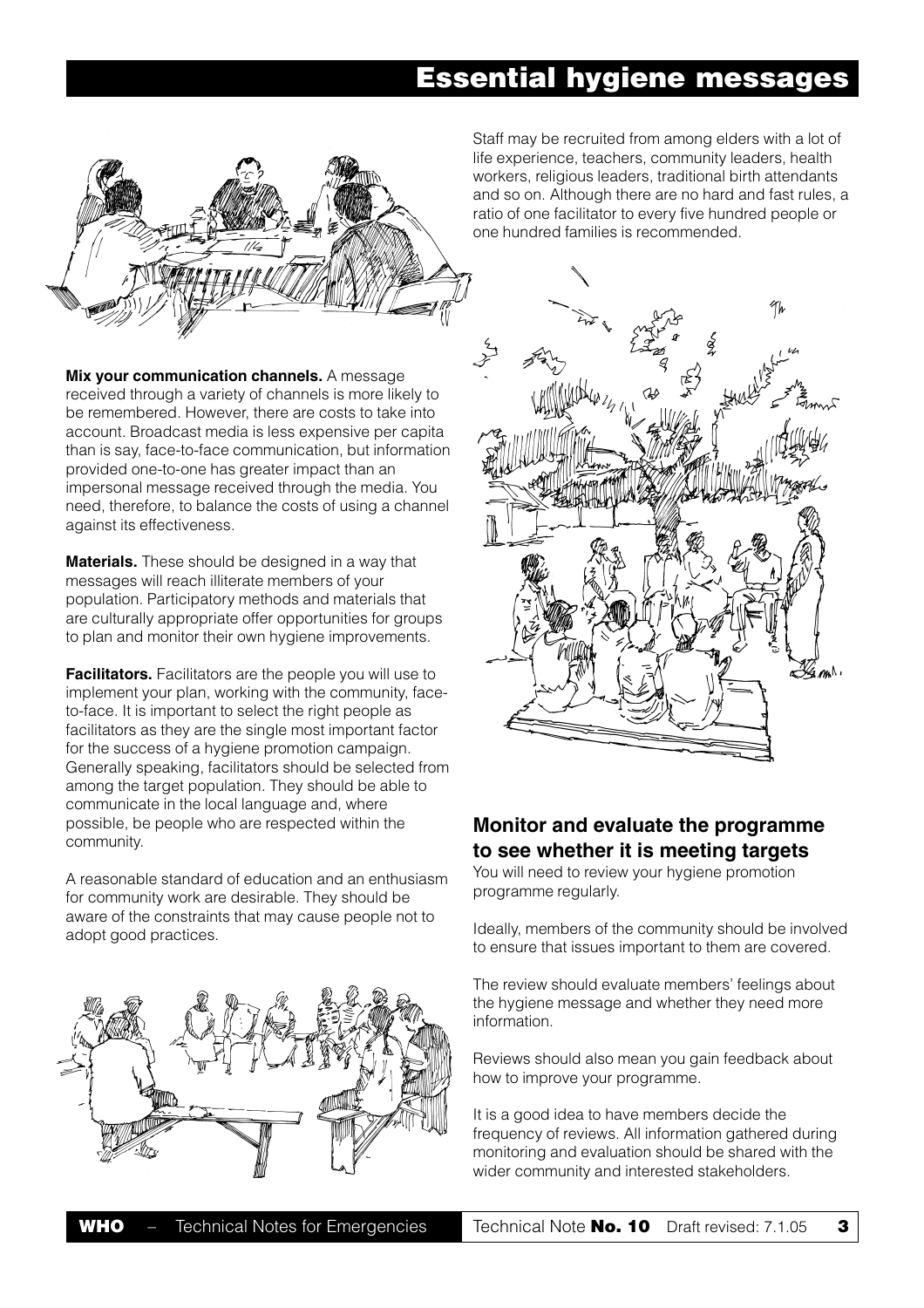**Mix your communication channels.** A message received through a variety of channels is more likely to be remembered. However, there are costs to take into account. Broadcast media is less expensive per capita than is say, face-to-face communication, but information provided one-to-one has greater impact than an impersonal message received through the media. You need, therefore, to balance the costs of using a channel against its effectiveness.

**Materials.** These should be designed in a way that messages will reach illiterate members of your population. Participatory methods and materials that are culturally appropriate offer opportunities for groups to plan and monitor their own hygiene improvements.

**Facilitators.** Facilitators are the people you will use to implement your plan, working with the community, face-to-face. It is important to select the right people as facilitators as they are the single most important factor for the success of a hygiene promotion campaign. Generally speaking, facilitators should be selected from among the target population. They should be able to communicate in the local language and, where possible, be people who are respected within the community.

A reasonable standard of education and an enthusiasm for community work are desirable. They should be aware of the constraints that may cause people not to adopt good practices.

Staff may be recruited from among elders with a lot of life experience, teachers, community leaders, health workers, religious leaders, traditional birth attendants and so on. Although there are no hard and fast rules, a ratio of one facilitator to every five hundred people or one hundred families is recommended.

## Monitor and evaluate the programme to see whether it is meeting targets

You will need to review your hygiene promotion programme regularly.

Ideally, members of the community should be involved to ensure that issues important to them are covered.

The review should evaluate members' feelings about the hygiene message and whether they need more information.

Reviews should also mean you gain feedback about how to improve your programme.

It is a good idea to have members decide the frequency of reviews. All information gathered during monitoring and evaluation should be shared with the wider community and interested stakeholders.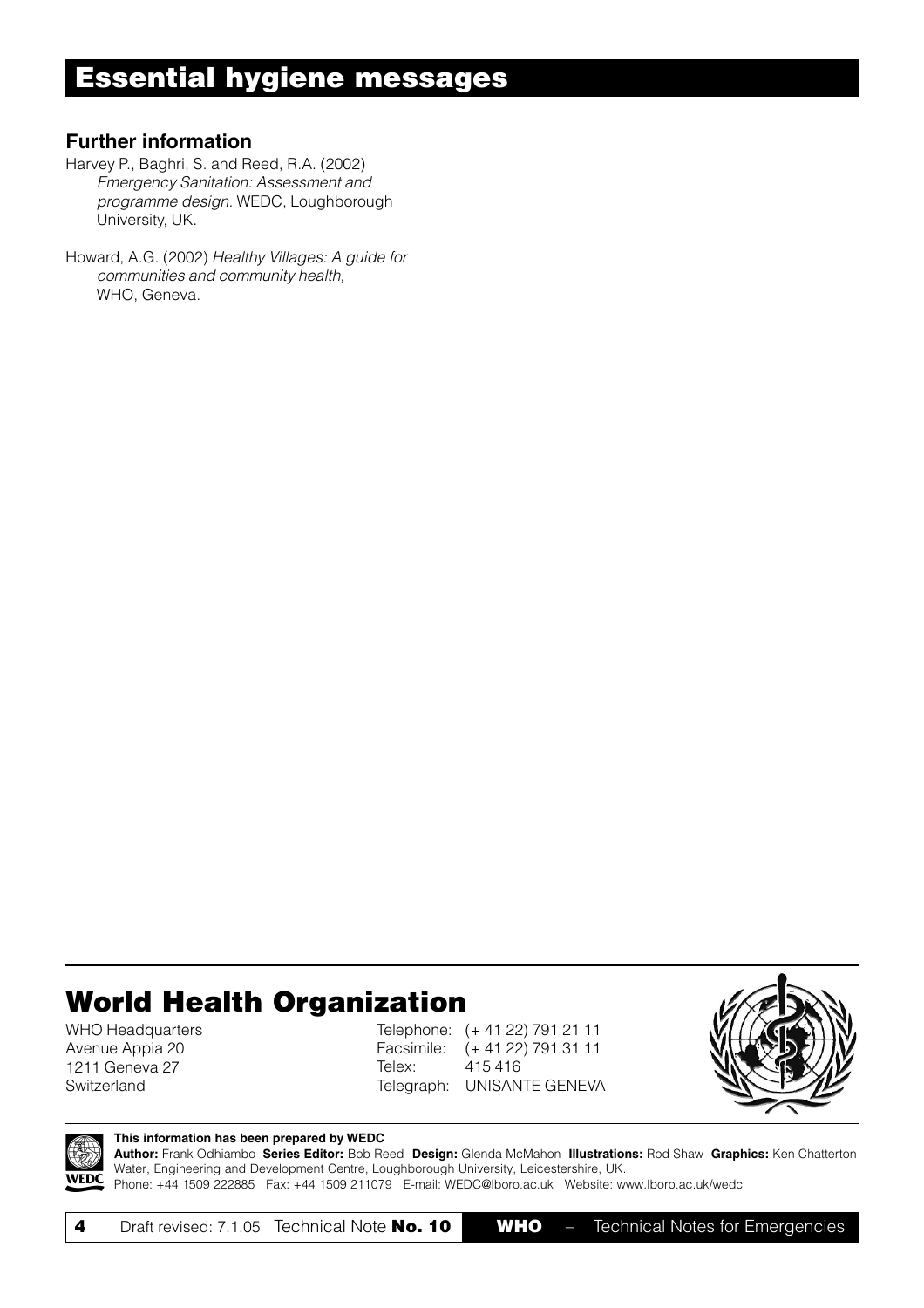## Further information

Harvey P., Baghri, S. and Reed, R.A. (2002) *Emergency Sanitation: Assessment and programme design*. WEDC, Loughborough University, UK.

Howard, A.G. (2002) *Healthy Villages: A guide for communities and community health,* WHO, Geneva.

# World Health Organization

WHO Headquarters
Avenue Appia 20
1211 Geneva 27
Switzerland

Telephone: (+ 41 22) 791 21 11
Facsimile: (+ 41 22) 791 31 11
Telex: 415 416
Telegraph: UNISANTE GENEVA

**This information has been prepared by WEDC**

**Author:** Frank Odhiambo **Series Editor:** Bob Reed **Design:** Glenda McMahon **Illustrations:** Rod Shaw **Graphics:** Ken Chatterton
Water, Engineering and Development Centre, Loughborough University, Leicestershire, UK.
Phone: +44 1509 222885 Fax: +44 1509 211079 E-mail: WEDC@lboro.ac.uk Website: www.lboro.ac.uk/wedc

Draft revised: 7.1.05 Technical Note **No. 10** **WHO** – Technical Notes for Emergencies